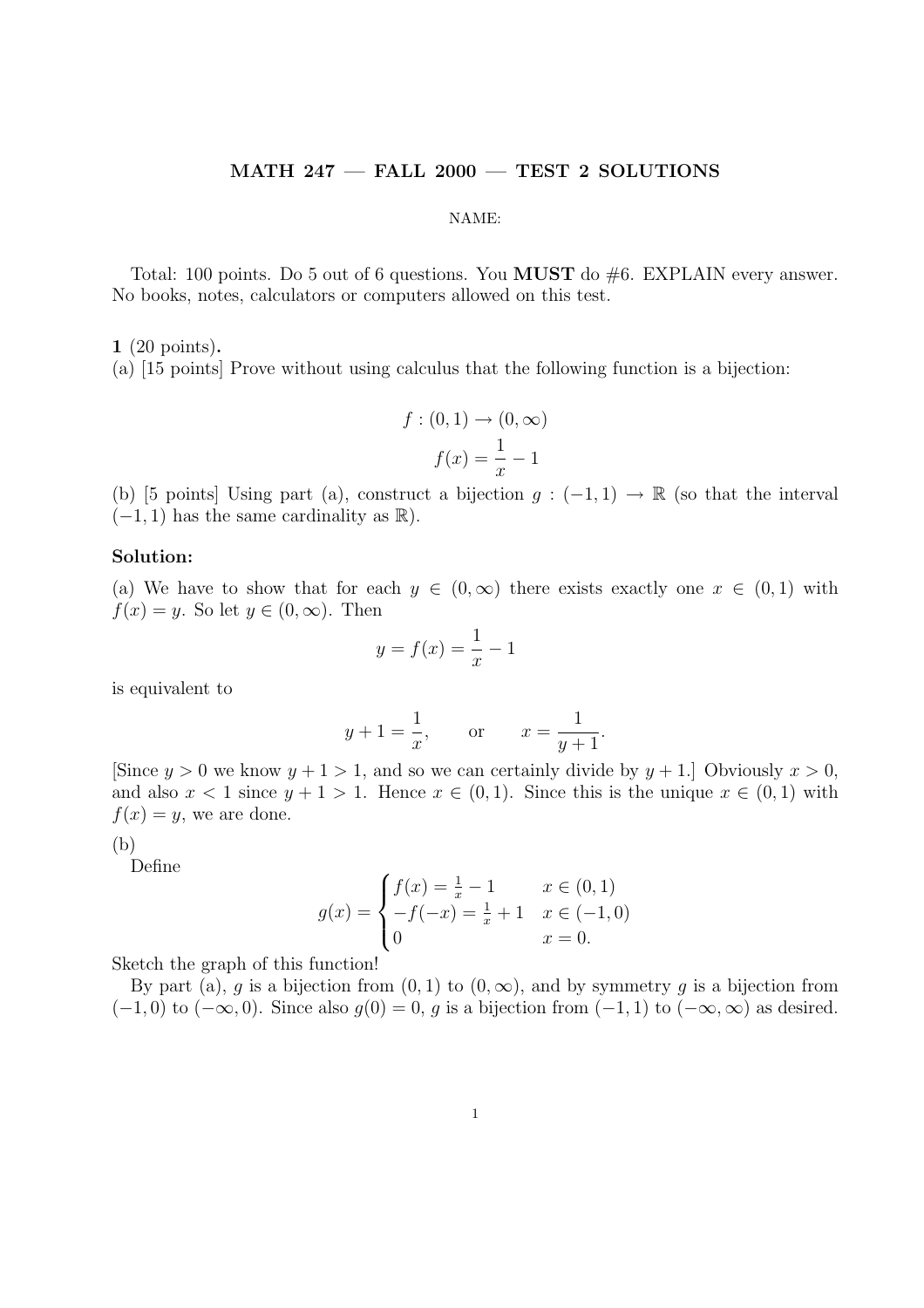# MATH 247 — FALL 2000 — TEST 2 SOLUTIONS

NAME:

Total: 100 points. Do 5 out of 6 questions. You **MUST** do #6. EXPLAIN every answer. No books, notes, calculators or computers allowed on this test.

**1** (20 points)**.**
(a) [15 points] Prove without using calculus that the following function is a bijection:

$$f : (0, 1) \to (0, \infty)$$
$$f(x) = \frac{1}{x} - 1$$

(b) [5 points] Using part (a), construct a bijection $g : (-1, 1) \to \mathbb{R}$ (so that the interval $(-1, 1)$ has the same cardinality as $\mathbb{R}$).

**Solution:**

(a) We have to show that for each $y \in (0, \infty)$ there exists exactly one $x \in (0, 1)$ with $f(x) = y$. So let $y \in (0, \infty)$. Then

$$y = f(x) = \frac{1}{x} - 1$$

is equivalent to

$$y + 1 = \frac{1}{x}, \qquad \text{or} \qquad x = \frac{1}{y+1}.$$

[Since $y > 0$ we know $y + 1 > 1$, and so we can certainly divide by $y + 1$.] Obviously $x > 0$, and also $x < 1$ since $y + 1 > 1$. Hence $x \in (0, 1)$. Since this is the unique $x \in (0, 1)$ with $f(x) = y$, we are done.

(b)
Define

$$g(x) = \begin{cases} f(x) = \frac{1}{x} - 1 & x \in (0, 1) \\ -f(-x) = \frac{1}{x} + 1 & x \in (-1, 0) \\ 0 & x = 0. \end{cases}$$

Sketch the graph of this function!

By part (a), $g$ is a bijection from $(0, 1)$ to $(0, \infty)$, and by symmetry $g$ is a bijection from $(-1, 0)$ to $(-\infty, 0)$. Since also $g(0) = 0$, $g$ is a bijection from $(-1, 1)$ to $(-\infty, \infty)$ as desired.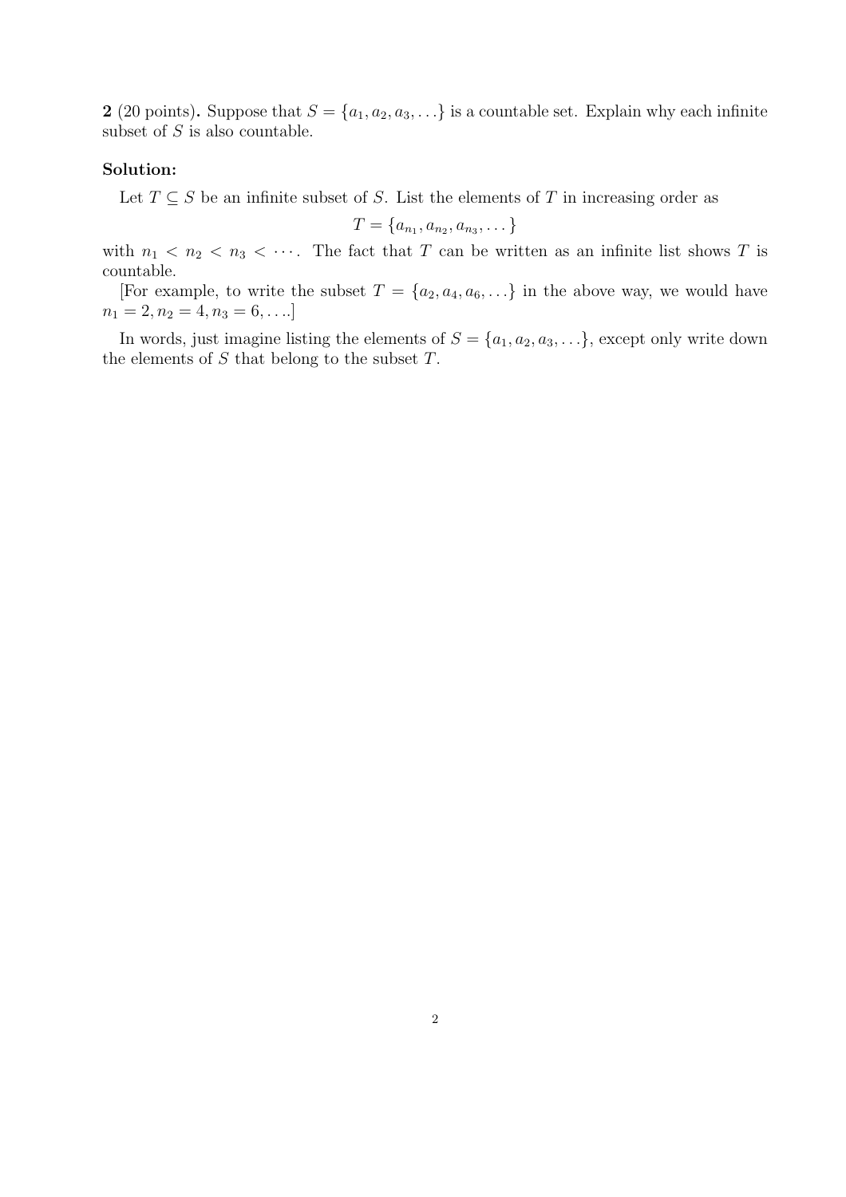**2** (20 points)**.** Suppose that $S = \{a_1, a_2, a_3, \ldots\}$ is a countable set. Explain why each infinite subset of $S$ is also countable.

**Solution:**

Let $T \subseteq S$ be an infinite subset of $S$. List the elements of $T$ in increasing order as

$$T = \{a_{n_1}, a_{n_2}, a_{n_3}, \ldots\}$$

with $n_1 < n_2 < n_3 < \cdots$. The fact that $T$ can be written as an infinite list shows $T$ is countable.

[For example, to write the subset $T = \{a_2, a_4, a_6, \ldots\}$ in the above way, we would have $n_1 = 2, n_2 = 4, n_3 = 6, \ldots$.]

In words, just imagine listing the elements of $S = \{a_1, a_2, a_3, \ldots\}$, except only write down the elements of $S$ that belong to the subset $T$.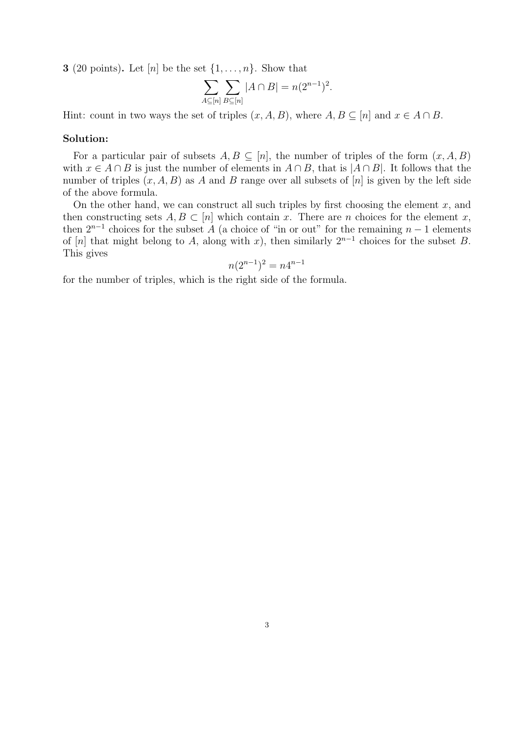**3** (20 points)**.** Let $[n]$ be the set $\{1, \dots, n\}$. Show that

$$\sum_{A \subseteq [n]} \sum_{B \subseteq [n]} |A \cap B| = n(2^{n-1})^2.$$

Hint: count in two ways the set of triples $(x, A, B)$, where $A, B \subseteq [n]$ and $x \in A \cap B$.

**Solution:**

For a particular pair of subsets $A, B \subseteq [n]$, the number of triples of the form $(x, A, B)$ with $x \in A \cap B$ is just the number of elements in $A \cap B$, that is $|A \cap B|$. It follows that the number of triples $(x, A, B)$ as $A$ and $B$ range over all subsets of $[n]$ is given by the left side of the above formula.

On the other hand, we can construct all such triples by first choosing the element $x$, and then constructing sets $A, B \subset [n]$ which contain $x$. There are $n$ choices for the element $x$, then $2^{n-1}$ choices for the subset $A$ (a choice of "in or out" for the remaining $n-1$ elements of $[n]$ that might belong to $A$, along with $x$), then similarly $2^{n-1}$ choices for the subset $B$. This gives

$$n(2^{n-1})^2 = n4^{n-1}$$

for the number of triples, which is the right side of the formula.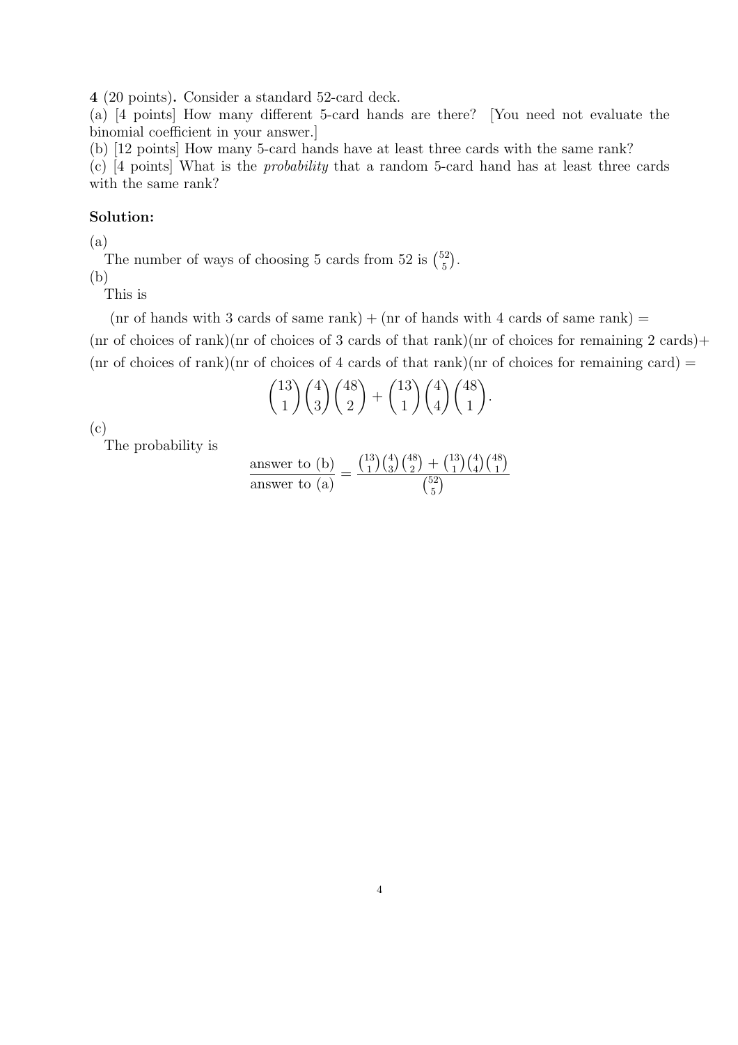**4** (20 points)**.** Consider a standard 52-card deck.

(a) [4 points] How many different 5-card hands are there? [You need not evaluate the binomial coefficient in your answer.]

(b) [12 points] How many 5-card hands have at least three cards with the same rank?

(c) [4 points] What is the *probability* that a random 5-card hand has at least three cards with the same rank?

**Solution:**

(a)

The number of ways of choosing 5 cards from 52 is $\binom{52}{5}$.

(b)

This is

(nr of hands with 3 cards of same rank) + (nr of hands with 4 cards of same rank) =

(nr of choices of rank)(nr of choices of 3 cards of that rank)(nr of choices for remaining 2 cards)+

(nr of choices of rank)(nr of choices of 4 cards of that rank)(nr of choices for remaining card) =

$$\binom{13}{1}\binom{4}{3}\binom{48}{2} + \binom{13}{1}\binom{4}{4}\binom{48}{1}.$$

(c)

The probability is

$$\frac{\text{answer to (b)}}{\text{answer to (a)}} = \frac{\binom{13}{1}\binom{4}{3}\binom{48}{2} + \binom{13}{1}\binom{4}{4}\binom{48}{1}}{\binom{52}{5}}$$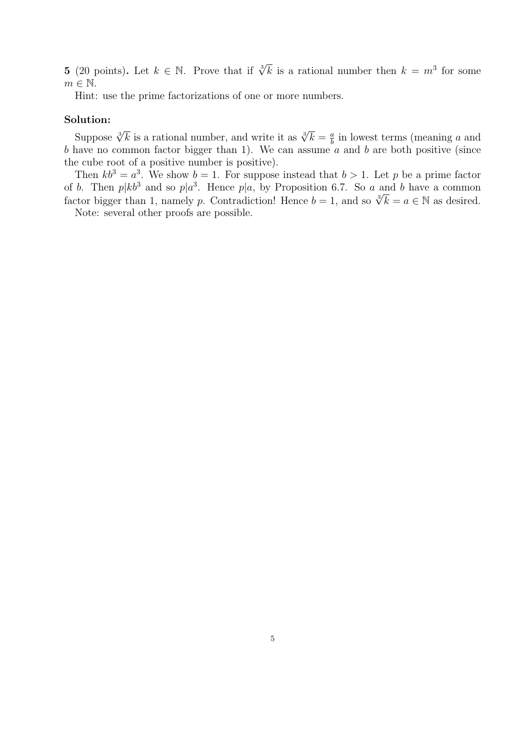**5** (20 points)**.** Let $k \in \mathbb{N}$. Prove that if $\sqrt[3]{k}$ is a rational number then $k = m^3$ for some $m \in \mathbb{N}$.

Hint: use the prime factorizations of one or more numbers.

**Solution:**

Suppose $\sqrt[3]{k}$ is a rational number, and write it as $\sqrt[3]{k} = \frac{a}{b}$ in lowest terms (meaning $a$ and $b$ have no common factor bigger than 1). We can assume $a$ and $b$ are both positive (since the cube root of a positive number is positive).

Then $kb^3 = a^3$. We show $b = 1$. For suppose instead that $b > 1$. Let $p$ be a prime factor of $b$. Then $p|kb^3$ and so $p|a^3$. Hence $p|a$, by Proposition 6.7. So $a$ and $b$ have a common factor bigger than 1, namely $p$. Contradiction! Hence $b = 1$, and so $\sqrt[3]{k} = a \in \mathbb{N}$ as desired.

Note: several other proofs are possible.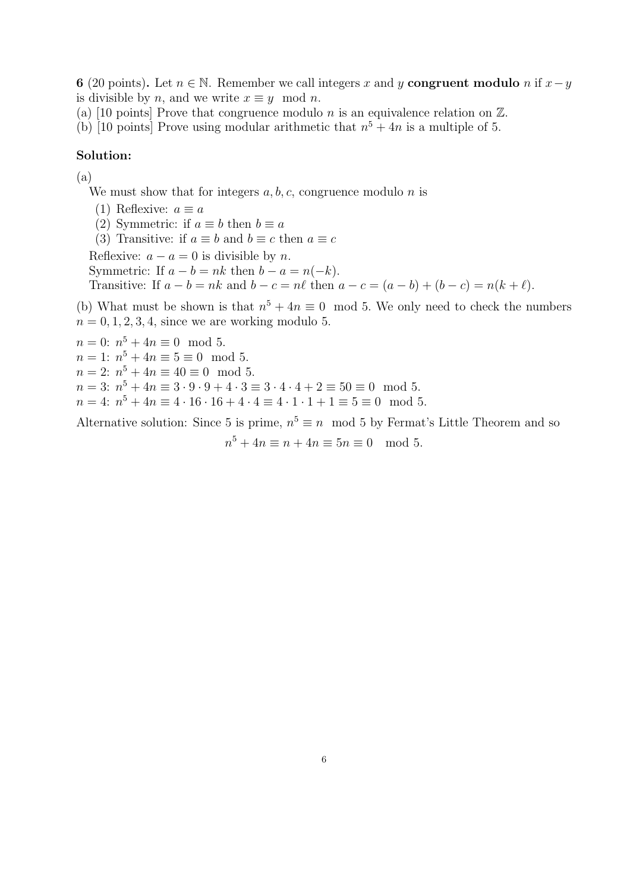**6** (20 points)**.** Let $n \in \mathbb{N}$. Remember we call integers $x$ and $y$ **congruent modulo** $n$ if $x - y$ is divisible by $n$, and we write $x \equiv y \mod n$.

(a) [10 points] Prove that congruence modulo $n$ is an equivalence relation on $\mathbb{Z}$.

(b) [10 points] Prove using modular arithmetic that $n^5 + 4n$ is a multiple of 5.

**Solution:**

(a)

We must show that for integers $a, b, c$, congruence modulo $n$ is

(1) Reflexive: $a \equiv a$

(2) Symmetric: if $a \equiv b$ then $b \equiv a$

(3) Transitive: if $a \equiv b$ and $b \equiv c$ then $a \equiv c$

Reflexive: $a - a = 0$ is divisible by $n$.

Symmetric: If $a - b = nk$ then $b - a = n(-k)$.

Transitive: If $a - b = nk$ and $b - c = n\ell$ then $a - c = (a - b) + (b - c) = n(k + \ell)$.

(b) What must be shown is that $n^5 + 4n \equiv 0 \mod 5$. We only need to check the numbers $n = 0, 1, 2, 3, 4$, since we are working modulo 5.

$n = 0$: $n^5 + 4n \equiv 0 \mod 5$.

$n = 1$: $n^5 + 4n \equiv 5 \equiv 0 \mod 5$.

$n = 2$: $n^5 + 4n \equiv 40 \equiv 0 \mod 5$.

$n = 3$: $n^5 + 4n \equiv 3 \cdot 9 \cdot 9 + 4 \cdot 3 \equiv 3 \cdot 4 \cdot 4 + 2 \equiv 50 \equiv 0 \mod 5$.

$n = 4$: $n^5 + 4n \equiv 4 \cdot 16 \cdot 16 + 4 \cdot 4 \equiv 4 \cdot 1 \cdot 1 + 1 \equiv 5 \equiv 0 \mod 5$.

Alternative solution: Since 5 is prime, $n^5 \equiv n \mod 5$ by Fermat's Little Theorem and so

$$n^5 + 4n \equiv n + 4n \equiv 5n \equiv 0 \mod 5.$$